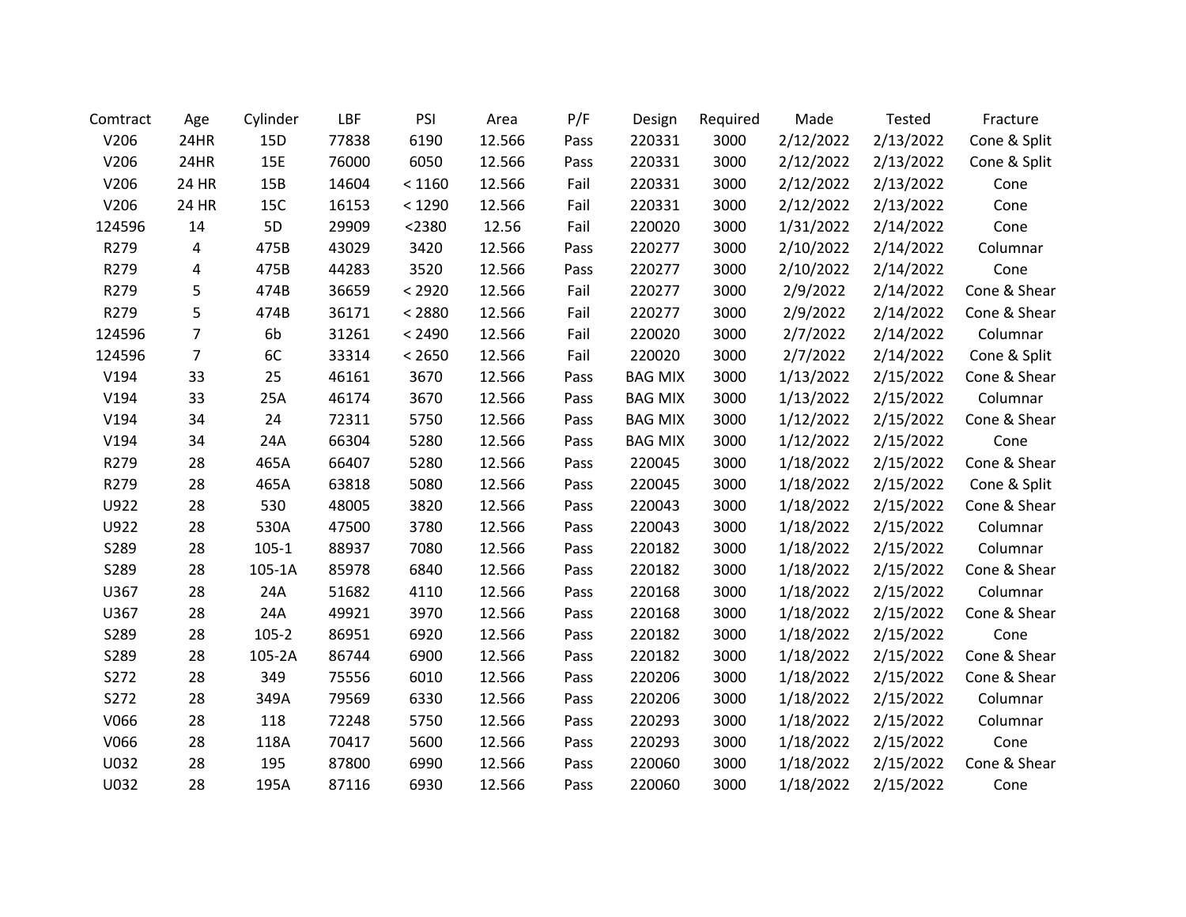| Comtract | Age | Cylinder | LBF | PSI | Area | P/F | Design | Required | Made | Tested | Fracture |
|---|---|---|---|---|---|---|---|---|---|---|---|
| V206 | 24HR | 15D | 77838 | 6190 | 12.566 | Pass | 220331 | 3000 | 2/12/2022 | 2/13/2022 | Cone & Split |
| V206 | 24HR | 15E | 76000 | 6050 | 12.566 | Pass | 220331 | 3000 | 2/12/2022 | 2/13/2022 | Cone & Split |
| V206 | 24 HR | 15B | 14604 | < 1160 | 12.566 | Fail | 220331 | 3000 | 2/12/2022 | 2/13/2022 | Cone |
| V206 | 24 HR | 15C | 16153 | < 1290 | 12.566 | Fail | 220331 | 3000 | 2/12/2022 | 2/13/2022 | Cone |
| 124596 | 14 | 5D | 29909 | <2380 | 12.56 | Fail | 220020 | 3000 | 1/31/2022 | 2/14/2022 | Cone |
| R279 | 4 | 475B | 43029 | 3420 | 12.566 | Pass | 220277 | 3000 | 2/10/2022 | 2/14/2022 | Columnar |
| R279 | 4 | 475B | 44283 | 3520 | 12.566 | Pass | 220277 | 3000 | 2/10/2022 | 2/14/2022 | Cone |
| R279 | 5 | 474B | 36659 | < 2920 | 12.566 | Fail | 220277 | 3000 | 2/9/2022 | 2/14/2022 | Cone & Shear |
| R279 | 5 | 474B | 36171 | < 2880 | 12.566 | Fail | 220277 | 3000 | 2/9/2022 | 2/14/2022 | Cone & Shear |
| 124596 | 7 | 6b | 31261 | < 2490 | 12.566 | Fail | 220020 | 3000 | 2/7/2022 | 2/14/2022 | Columnar |
| 124596 | 7 | 6C | 33314 | < 2650 | 12.566 | Fail | 220020 | 3000 | 2/7/2022 | 2/14/2022 | Cone & Split |
| V194 | 33 | 25 | 46161 | 3670 | 12.566 | Pass | BAG MIX | 3000 | 1/13/2022 | 2/15/2022 | Cone & Shear |
| V194 | 33 | 25A | 46174 | 3670 | 12.566 | Pass | BAG MIX | 3000 | 1/13/2022 | 2/15/2022 | Columnar |
| V194 | 34 | 24 | 72311 | 5750 | 12.566 | Pass | BAG MIX | 3000 | 1/12/2022 | 2/15/2022 | Cone & Shear |
| V194 | 34 | 24A | 66304 | 5280 | 12.566 | Pass | BAG MIX | 3000 | 1/12/2022 | 2/15/2022 | Cone |
| R279 | 28 | 465A | 66407 | 5280 | 12.566 | Pass | 220045 | 3000 | 1/18/2022 | 2/15/2022 | Cone & Shear |
| R279 | 28 | 465A | 63818 | 5080 | 12.566 | Pass | 220045 | 3000 | 1/18/2022 | 2/15/2022 | Cone & Split |
| U922 | 28 | 530 | 48005 | 3820 | 12.566 | Pass | 220043 | 3000 | 1/18/2022 | 2/15/2022 | Cone & Shear |
| U922 | 28 | 530A | 47500 | 3780 | 12.566 | Pass | 220043 | 3000 | 1/18/2022 | 2/15/2022 | Columnar |
| S289 | 28 | 105-1 | 88937 | 7080 | 12.566 | Pass | 220182 | 3000 | 1/18/2022 | 2/15/2022 | Columnar |
| S289 | 28 | 105-1A | 85978 | 6840 | 12.566 | Pass | 220182 | 3000 | 1/18/2022 | 2/15/2022 | Cone & Shear |
| U367 | 28 | 24A | 51682 | 4110 | 12.566 | Pass | 220168 | 3000 | 1/18/2022 | 2/15/2022 | Columnar |
| U367 | 28 | 24A | 49921 | 3970 | 12.566 | Pass | 220168 | 3000 | 1/18/2022 | 2/15/2022 | Cone & Shear |
| S289 | 28 | 105-2 | 86951 | 6920 | 12.566 | Pass | 220182 | 3000 | 1/18/2022 | 2/15/2022 | Cone |
| S289 | 28 | 105-2A | 86744 | 6900 | 12.566 | Pass | 220182 | 3000 | 1/18/2022 | 2/15/2022 | Cone & Shear |
| S272 | 28 | 349 | 75556 | 6010 | 12.566 | Pass | 220206 | 3000 | 1/18/2022 | 2/15/2022 | Cone & Shear |
| S272 | 28 | 349A | 79569 | 6330 | 12.566 | Pass | 220206 | 3000 | 1/18/2022 | 2/15/2022 | Columnar |
| V066 | 28 | 118 | 72248 | 5750 | 12.566 | Pass | 220293 | 3000 | 1/18/2022 | 2/15/2022 | Columnar |
| V066 | 28 | 118A | 70417 | 5600 | 12.566 | Pass | 220293 | 3000 | 1/18/2022 | 2/15/2022 | Cone |
| U032 | 28 | 195 | 87800 | 6990 | 12.566 | Pass | 220060 | 3000 | 1/18/2022 | 2/15/2022 | Cone & Shear |
| U032 | 28 | 195A | 87116 | 6930 | 12.566 | Pass | 220060 | 3000 | 1/18/2022 | 2/15/2022 | Cone |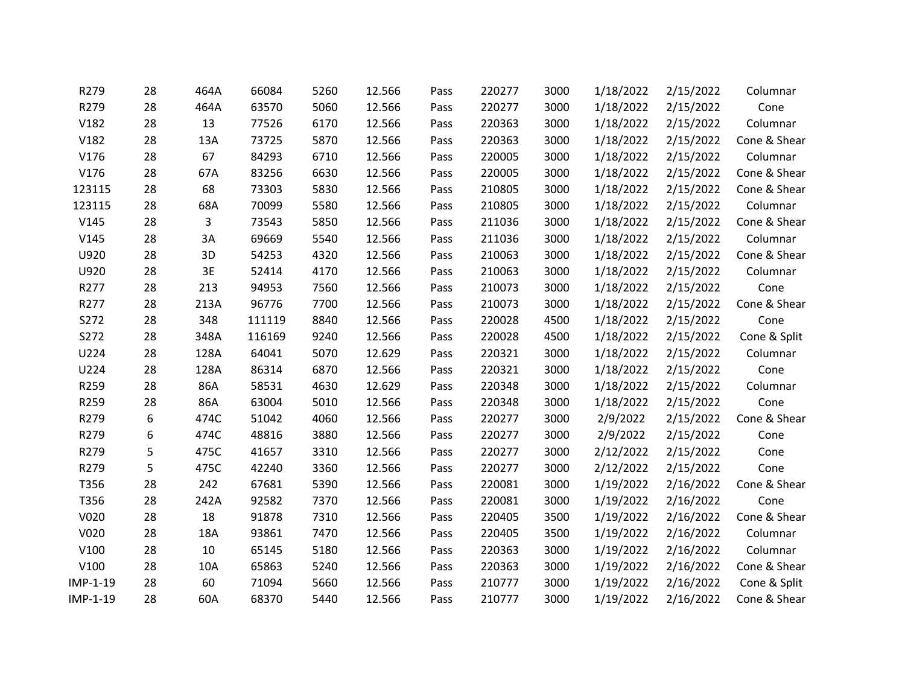| | | | | | | | | | | | |
|---|---|---|---|---|---|---|---|---|---|---|---|
| R279 | 28 | 464A | 66084 | 5260 | 12.566 | Pass | 220277 | 3000 | 1/18/2022 | 2/15/2022 | Columnar |
| R279 | 28 | 464A | 63570 | 5060 | 12.566 | Pass | 220277 | 3000 | 1/18/2022 | 2/15/2022 | Cone |
| V182 | 28 | 13 | 77526 | 6170 | 12.566 | Pass | 220363 | 3000 | 1/18/2022 | 2/15/2022 | Columnar |
| V182 | 28 | 13A | 73725 | 5870 | 12.566 | Pass | 220363 | 3000 | 1/18/2022 | 2/15/2022 | Cone & Shear |
| V176 | 28 | 67 | 84293 | 6710 | 12.566 | Pass | 220005 | 3000 | 1/18/2022 | 2/15/2022 | Columnar |
| V176 | 28 | 67A | 83256 | 6630 | 12.566 | Pass | 220005 | 3000 | 1/18/2022 | 2/15/2022 | Cone & Shear |
| 123115 | 28 | 68 | 73303 | 5830 | 12.566 | Pass | 210805 | 3000 | 1/18/2022 | 2/15/2022 | Cone & Shear |
| 123115 | 28 | 68A | 70099 | 5580 | 12.566 | Pass | 210805 | 3000 | 1/18/2022 | 2/15/2022 | Columnar |
| V145 | 28 | 3 | 73543 | 5850 | 12.566 | Pass | 211036 | 3000 | 1/18/2022 | 2/15/2022 | Cone & Shear |
| V145 | 28 | 3A | 69669 | 5540 | 12.566 | Pass | 211036 | 3000 | 1/18/2022 | 2/15/2022 | Columnar |
| U920 | 28 | 3D | 54253 | 4320 | 12.566 | Pass | 210063 | 3000 | 1/18/2022 | 2/15/2022 | Cone & Shear |
| U920 | 28 | 3E | 52414 | 4170 | 12.566 | Pass | 210063 | 3000 | 1/18/2022 | 2/15/2022 | Columnar |
| R277 | 28 | 213 | 94953 | 7560 | 12.566 | Pass | 210073 | 3000 | 1/18/2022 | 2/15/2022 | Cone |
| R277 | 28 | 213A | 96776 | 7700 | 12.566 | Pass | 210073 | 3000 | 1/18/2022 | 2/15/2022 | Cone & Shear |
| S272 | 28 | 348 | 111119 | 8840 | 12.566 | Pass | 220028 | 4500 | 1/18/2022 | 2/15/2022 | Cone |
| S272 | 28 | 348A | 116169 | 9240 | 12.566 | Pass | 220028 | 4500 | 1/18/2022 | 2/15/2022 | Cone & Split |
| U224 | 28 | 128A | 64041 | 5070 | 12.629 | Pass | 220321 | 3000 | 1/18/2022 | 2/15/2022 | Columnar |
| U224 | 28 | 128A | 86314 | 6870 | 12.566 | Pass | 220321 | 3000 | 1/18/2022 | 2/15/2022 | Cone |
| R259 | 28 | 86A | 58531 | 4630 | 12.629 | Pass | 220348 | 3000 | 1/18/2022 | 2/15/2022 | Columnar |
| R259 | 28 | 86A | 63004 | 5010 | 12.566 | Pass | 220348 | 3000 | 1/18/2022 | 2/15/2022 | Cone |
| R279 | 6 | 474C | 51042 | 4060 | 12.566 | Pass | 220277 | 3000 | 2/9/2022 | 2/15/2022 | Cone & Shear |
| R279 | 6 | 474C | 48816 | 3880 | 12.566 | Pass | 220277 | 3000 | 2/9/2022 | 2/15/2022 | Cone |
| R279 | 5 | 475C | 41657 | 3310 | 12.566 | Pass | 220277 | 3000 | 2/12/2022 | 2/15/2022 | Cone |
| R279 | 5 | 475C | 42240 | 3360 | 12.566 | Pass | 220277 | 3000 | 2/12/2022 | 2/15/2022 | Cone |
| T356 | 28 | 242 | 67681 | 5390 | 12.566 | Pass | 220081 | 3000 | 1/19/2022 | 2/16/2022 | Cone & Shear |
| T356 | 28 | 242A | 92582 | 7370 | 12.566 | Pass | 220081 | 3000 | 1/19/2022 | 2/16/2022 | Cone |
| V020 | 28 | 18 | 91878 | 7310 | 12.566 | Pass | 220405 | 3500 | 1/19/2022 | 2/16/2022 | Cone & Shear |
| V020 | 28 | 18A | 93861 | 7470 | 12.566 | Pass | 220405 | 3500 | 1/19/2022 | 2/16/2022 | Columnar |
| V100 | 28 | 10 | 65145 | 5180 | 12.566 | Pass | 220363 | 3000 | 1/19/2022 | 2/16/2022 | Columnar |
| V100 | 28 | 10A | 65863 | 5240 | 12.566 | Pass | 220363 | 3000 | 1/19/2022 | 2/16/2022 | Cone & Shear |
| IMP-1-19 | 28 | 60 | 71094 | 5660 | 12.566 | Pass | 210777 | 3000 | 1/19/2022 | 2/16/2022 | Cone & Split |
| IMP-1-19 | 28 | 60A | 68370 | 5440 | 12.566 | Pass | 210777 | 3000 | 1/19/2022 | 2/16/2022 | Cone & Shear |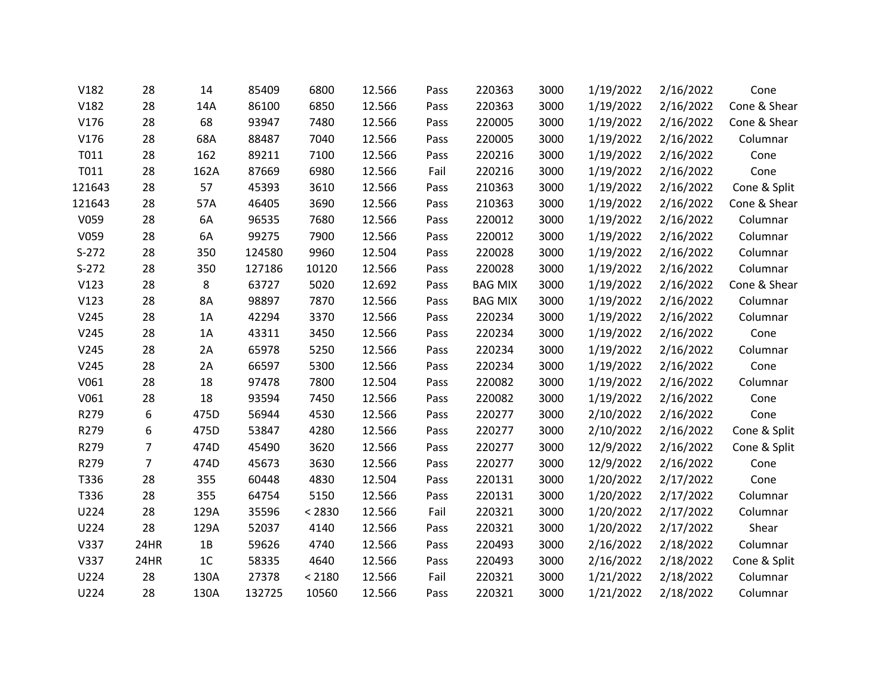| | | | | | | | | | | | |
|---|---|---|---|---|---|---|---|---|---|---|---|
| V182 | 28 | 14 | 85409 | 6800 | 12.566 | Pass | 220363 | 3000 | 1/19/2022 | 2/16/2022 | Cone |
| V182 | 28 | 14A | 86100 | 6850 | 12.566 | Pass | 220363 | 3000 | 1/19/2022 | 2/16/2022 | Cone & Shear |
| V176 | 28 | 68 | 93947 | 7480 | 12.566 | Pass | 220005 | 3000 | 1/19/2022 | 2/16/2022 | Cone & Shear |
| V176 | 28 | 68A | 88487 | 7040 | 12.566 | Pass | 220005 | 3000 | 1/19/2022 | 2/16/2022 | Columnar |
| T011 | 28 | 162 | 89211 | 7100 | 12.566 | Pass | 220216 | 3000 | 1/19/2022 | 2/16/2022 | Cone |
| T011 | 28 | 162A | 87669 | 6980 | 12.566 | Fail | 220216 | 3000 | 1/19/2022 | 2/16/2022 | Cone |
| 121643 | 28 | 57 | 45393 | 3610 | 12.566 | Pass | 210363 | 3000 | 1/19/2022 | 2/16/2022 | Cone & Split |
| 121643 | 28 | 57A | 46405 | 3690 | 12.566 | Pass | 210363 | 3000 | 1/19/2022 | 2/16/2022 | Cone & Shear |
| V059 | 28 | 6A | 96535 | 7680 | 12.566 | Pass | 220012 | 3000 | 1/19/2022 | 2/16/2022 | Columnar |
| V059 | 28 | 6A | 99275 | 7900 | 12.566 | Pass | 220012 | 3000 | 1/19/2022 | 2/16/2022 | Columnar |
| S-272 | 28 | 350 | 124580 | 9960 | 12.504 | Pass | 220028 | 3000 | 1/19/2022 | 2/16/2022 | Columnar |
| S-272 | 28 | 350 | 127186 | 10120 | 12.566 | Pass | 220028 | 3000 | 1/19/2022 | 2/16/2022 | Columnar |
| V123 | 28 | 8 | 63727 | 5020 | 12.692 | Pass | BAG MIX | 3000 | 1/19/2022 | 2/16/2022 | Cone & Shear |
| V123 | 28 | 8A | 98897 | 7870 | 12.566 | Pass | BAG MIX | 3000 | 1/19/2022 | 2/16/2022 | Columnar |
| V245 | 28 | 1A | 42294 | 3370 | 12.566 | Pass | 220234 | 3000 | 1/19/2022 | 2/16/2022 | Columnar |
| V245 | 28 | 1A | 43311 | 3450 | 12.566 | Pass | 220234 | 3000 | 1/19/2022 | 2/16/2022 | Cone |
| V245 | 28 | 2A | 65978 | 5250 | 12.566 | Pass | 220234 | 3000 | 1/19/2022 | 2/16/2022 | Columnar |
| V245 | 28 | 2A | 66597 | 5300 | 12.566 | Pass | 220234 | 3000 | 1/19/2022 | 2/16/2022 | Cone |
| V061 | 28 | 18 | 97478 | 7800 | 12.504 | Pass | 220082 | 3000 | 1/19/2022 | 2/16/2022 | Columnar |
| V061 | 28 | 18 | 93594 | 7450 | 12.566 | Pass | 220082 | 3000 | 1/19/2022 | 2/16/2022 | Cone |
| R279 | 6 | 475D | 56944 | 4530 | 12.566 | Pass | 220277 | 3000 | 2/10/2022 | 2/16/2022 | Cone |
| R279 | 6 | 475D | 53847 | 4280 | 12.566 | Pass | 220277 | 3000 | 2/10/2022 | 2/16/2022 | Cone & Split |
| R279 | 7 | 474D | 45490 | 3620 | 12.566 | Pass | 220277 | 3000 | 12/9/2022 | 2/16/2022 | Cone & Split |
| R279 | 7 | 474D | 45673 | 3630 | 12.566 | Pass | 220277 | 3000 | 12/9/2022 | 2/16/2022 | Cone |
| T336 | 28 | 355 | 60448 | 4830 | 12.504 | Pass | 220131 | 3000 | 1/20/2022 | 2/17/2022 | Cone |
| T336 | 28 | 355 | 64754 | 5150 | 12.566 | Pass | 220131 | 3000 | 1/20/2022 | 2/17/2022 | Columnar |
| U224 | 28 | 129A | 35596 | < 2830 | 12.566 | Fail | 220321 | 3000 | 1/20/2022 | 2/17/2022 | Columnar |
| U224 | 28 | 129A | 52037 | 4140 | 12.566 | Pass | 220321 | 3000 | 1/20/2022 | 2/17/2022 | Shear |
| V337 | 24HR | 1B | 59626 | 4740 | 12.566 | Pass | 220493 | 3000 | 2/16/2022 | 2/18/2022 | Columnar |
| V337 | 24HR | 1C | 58335 | 4640 | 12.566 | Pass | 220493 | 3000 | 2/16/2022 | 2/18/2022 | Cone & Split |
| U224 | 28 | 130A | 27378 | < 2180 | 12.566 | Fail | 220321 | 3000 | 1/21/2022 | 2/18/2022 | Columnar |
| U224 | 28 | 130A | 132725 | 10560 | 12.566 | Pass | 220321 | 3000 | 1/21/2022 | 2/18/2022 | Columnar |